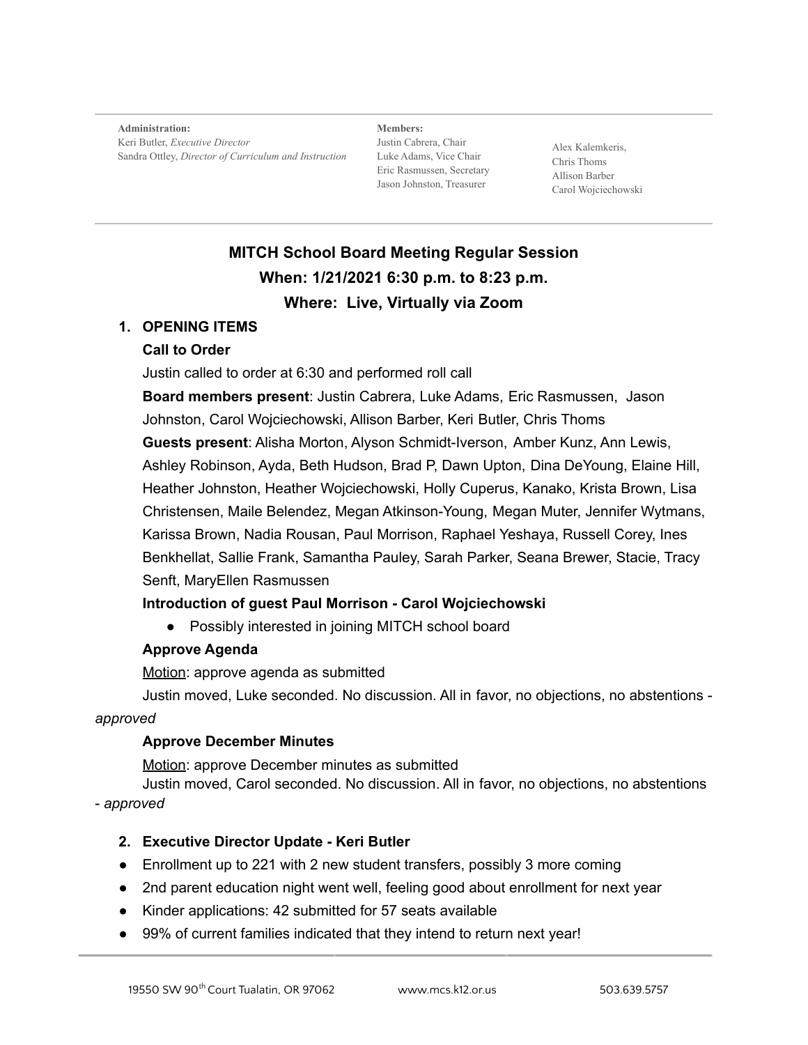**Administration:**
Keri Butler, *Executive Director*
Sandra Ottley, *Director of Curriculum and Instruction*

**Members:**
Justin Cabrera, Chair
Luke Adams, Vice Chair
Eric Rasmussen, Secretary
Jason Johnston, Treasurer

Alex Kalemkeris,
Chris Thoms
Allison Barber
Carol Wojciechowski

# MITCH School Board Meeting Regular Session

## When: 1/21/2021 6:30 p.m. to 8:23 p.m.

## Where: Live, Virtually via Zoom

1. **OPENING ITEMS**

   **Call to Order**

   Justin called to order at 6:30 and performed roll call

   **Board members present**: Justin Cabrera, Luke Adams, Eric Rasmussen, Jason Johnston, Carol Wojciechowski, Allison Barber, Keri Butler, Chris Thoms

   **Guests present**: Alisha Morton, Alyson Schmidt-Iverson, Amber Kunz, Ann Lewis, Ashley Robinson, Ayda, Beth Hudson, Brad P, Dawn Upton, Dina DeYoung, Elaine Hill, Heather Johnston, Heather Wojciechowski, Holly Cuperus, Kanako, Krista Brown, Lisa Christensen, Maile Belendez, Megan Atkinson-Young, Megan Muter, Jennifer Wytmans, Karissa Brown, Nadia Rousan, Paul Morrison, Raphael Yeshaya, Russell Corey, Ines Benkhellat, Sallie Frank, Samantha Pauley, Sarah Parker, Seana Brewer, Stacie, Tracy Senft, MaryEllen Rasmussen

   **Introduction of guest Paul Morrison - Carol Wojciechowski**

   - Possibly interested in joining MITCH school board

   **Approve Agenda**

   Motion: approve agenda as submitted

   Justin moved, Luke seconded. No discussion. All in favor, no objections, no abstentions - *approved*

   **Approve December Minutes**

   Motion: approve December minutes as submitted

   Justin moved, Carol seconded. No discussion. All in favor, no objections, no abstentions - *approved*

2. **Executive Director Update - Keri Butler**

- Enrollment up to 221 with 2 new student transfers, possibly 3 more coming
- 2nd parent education night went well, feeling good about enrollment for next year
- Kinder applications: 42 submitted for 57 seats available
- 99% of current families indicated that they intend to return next year!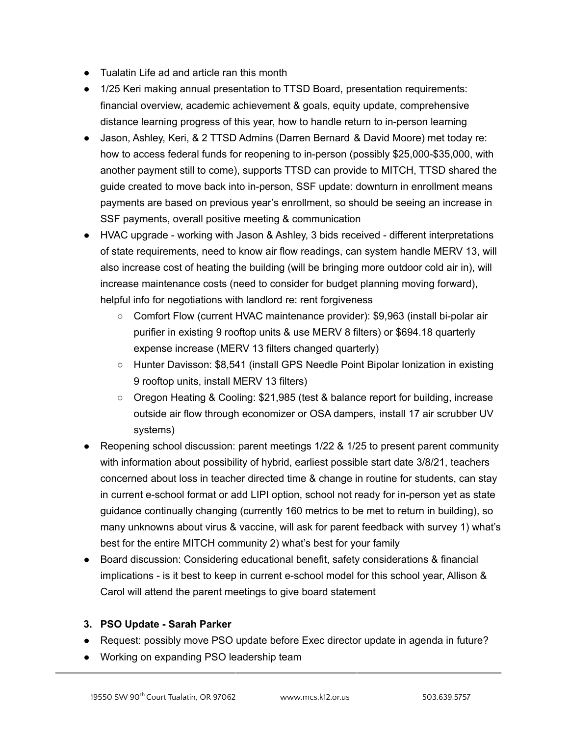- Tualatin Life ad and article ran this month
- 1/25 Keri making annual presentation to TTSD Board, presentation requirements: financial overview, academic achievement & goals, equity update, comprehensive distance learning progress of this year, how to handle return to in-person learning
- Jason, Ashley, Keri, & 2 TTSD Admins (Darren Bernard & David Moore) met today re: how to access federal funds for reopening to in-person (possibly $25,000-$35,000, with another payment still to come), supports TTSD can provide to MITCH, TTSD shared the guide created to move back into in-person, SSF update: downturn in enrollment means payments are based on previous year's enrollment, so should be seeing an increase in SSF payments, overall positive meeting & communication
- HVAC upgrade - working with Jason & Ashley, 3 bids received - different interpretations of state requirements, need to know air flow readings, can system handle MERV 13, will also increase cost of heating the building (will be bringing more outdoor cold air in), will increase maintenance costs (need to consider for budget planning moving forward), helpful info for negotiations with landlord re: rent forgiveness
    - Comfort Flow (current HVAC maintenance provider): $9,963 (install bi-polar air purifier in existing 9 rooftop units & use MERV 8 filters) or $694.18 quarterly expense increase (MERV 13 filters changed quarterly)
    - Hunter Davisson: $8,541 (install GPS Needle Point Bipolar Ionization in existing 9 rooftop units, install MERV 13 filters)
    - Oregon Heating & Cooling: $21,985 (test & balance report for building, increase outside air flow through economizer or OSA dampers, install 17 air scrubber UV systems)
- Reopening school discussion: parent meetings 1/22 & 1/25 to present parent community with information about possibility of hybrid, earliest possible start date 3/8/21, teachers concerned about loss in teacher directed time & change in routine for students, can stay in current e-school format or add LIPI option, school not ready for in-person yet as state guidance continually changing (currently 160 metrics to be met to return in building), so many unknowns about virus & vaccine, will ask for parent feedback with survey 1) what's best for the entire MITCH community 2) what's best for your family
- Board discussion: Considering educational benefit, safety considerations & financial implications - is it best to keep in current e-school model for this school year, Allison & Carol will attend the parent meetings to give board statement

**3. PSO Update - Sarah Parker**

- Request: possibly move PSO update before Exec director update in agenda in future?
- Working on expanding PSO leadership team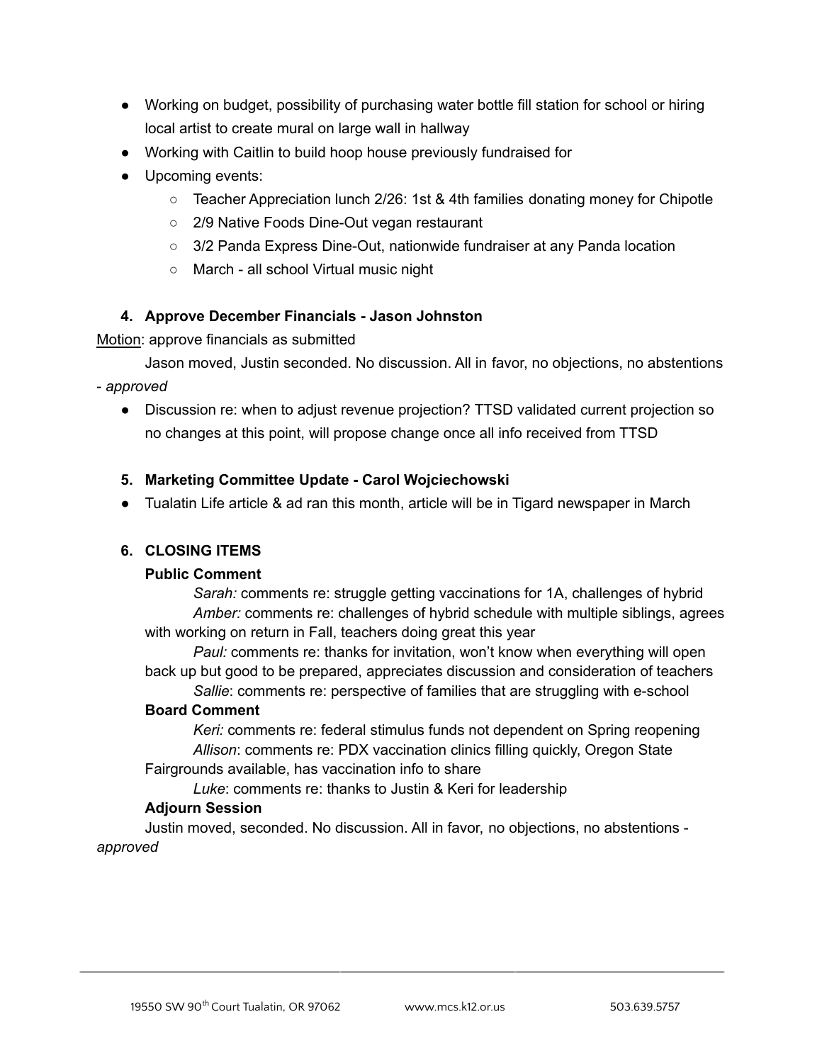- Working on budget, possibility of purchasing water bottle fill station for school or hiring local artist to create mural on large wall in hallway
- Working with Caitlin to build hoop house previously fundraised for
- Upcoming events:
    - Teacher Appreciation lunch 2/26: 1st & 4th families donating money for Chipotle
    - 2/9 Native Foods Dine-Out vegan restaurant
    - 3/2 Panda Express Dine-Out, nationwide fundraiser at any Panda location
    - March - all school Virtual music night

### 4. Approve December Financials - Jason Johnston

Motion: approve financials as submitted

Jason moved, Justin seconded. No discussion. All in favor, no objections, no abstentions - *approved*

- Discussion re: when to adjust revenue projection? TTSD validated current projection so no changes at this point, will propose change once all info received from TTSD

### 5. Marketing Committee Update - Carol Wojciechowski

- Tualatin Life article & ad ran this month, article will be in Tigard newspaper in March

### 6. CLOSING ITEMS

**Public Comment**

*Sarah:* comments re: struggle getting vaccinations for 1A, challenges of hybrid

*Amber:* comments re: challenges of hybrid schedule with multiple siblings, agrees with working on return in Fall, teachers doing great this year

*Paul:* comments re: thanks for invitation, won't know when everything will open back up but good to be prepared, appreciates discussion and consideration of teachers

*Sallie*: comments re: perspective of families that are struggling with e-school

**Board Comment**

*Keri:* comments re: federal stimulus funds not dependent on Spring reopening

*Allison*: comments re: PDX vaccination clinics filling quickly, Oregon State Fairgrounds available, has vaccination info to share

*Luke*: comments re: thanks to Justin & Keri for leadership

**Adjourn Session**

Justin moved, seconded. No discussion. All in favor, no objections, no abstentions - *approved*